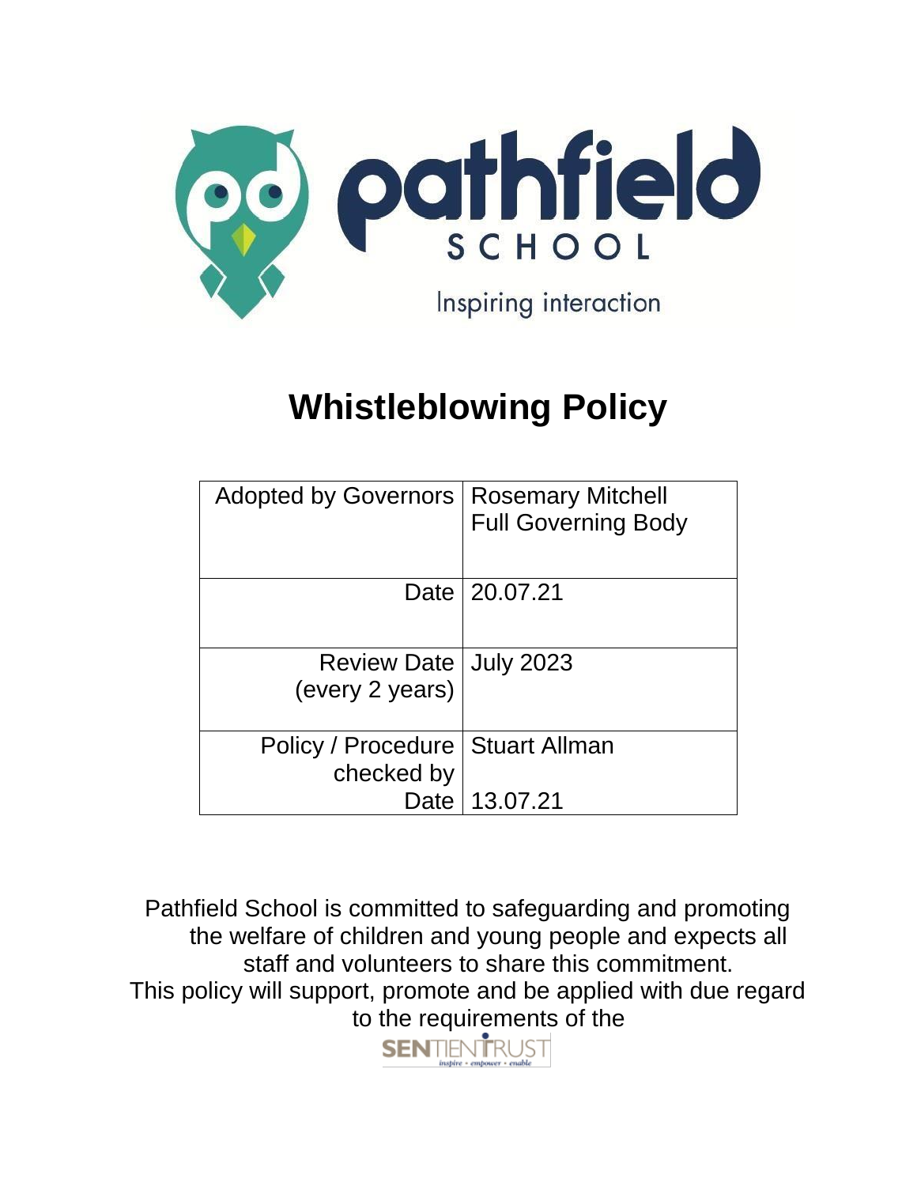pathfield SCHOOL

Inspiring interaction

# Whistleblowing Policy

| | |
|---|---|
| Adopted by Governors | Rosemary Mitchell<br>Full Governing Body |
| Date | 20.07.21 |
| Review Date (every 2 years) | July 2023 |
| Policy / Procedure checked by<br>Date | Stuart Allman<br>13.07.21 |

Pathfield School is committed to safeguarding and promoting the welfare of children and young people and expects all staff and volunteers to share this commitment.
This policy will support, promote and be applied with due regard to the requirements of the SENTIENTRUST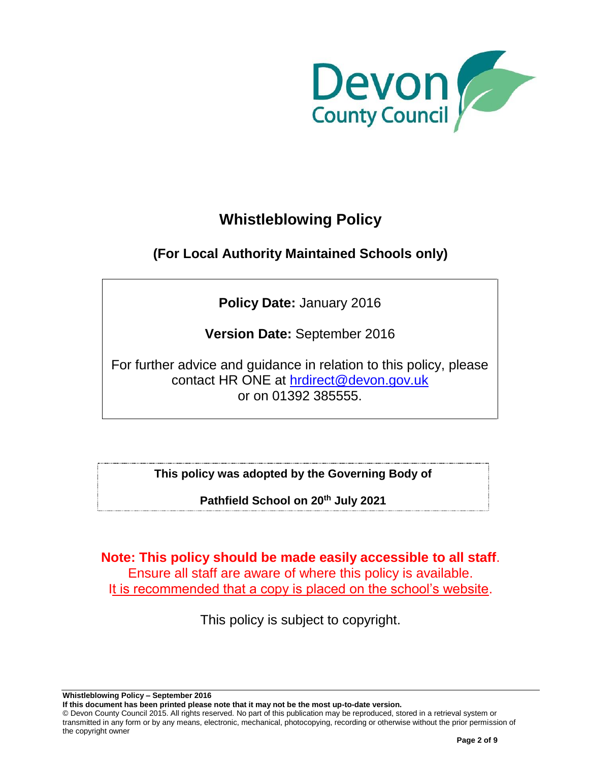# Whistleblowing Policy

## (For Local Authority Maintained Schools only)

**Policy Date:** January 2016

**Version Date:** September 2016

For further advice and guidance in relation to this policy, please contact HR ONE at hrdirect@devon.gov.uk or on 01392 385555.

**This policy was adopted by the Governing Body of**

**Pathfield School on 20th July 2021**

**Note: This policy should be made easily accessible to all staff**.
Ensure all staff are aware of where this policy is available.
It is recommended that a copy is placed on the school's website.

This policy is subject to copyright.

**Whistleblowing Policy – September 2016**
**If this document has been printed please note that it may not be the most up-to-date version.**
© Devon County Council 2015. All rights reserved. No part of this publication may be reproduced, stored in a retrieval system or transmitted in any form or by any means, electronic, mechanical, photocopying, recording or otherwise without the prior permission of the copyright owner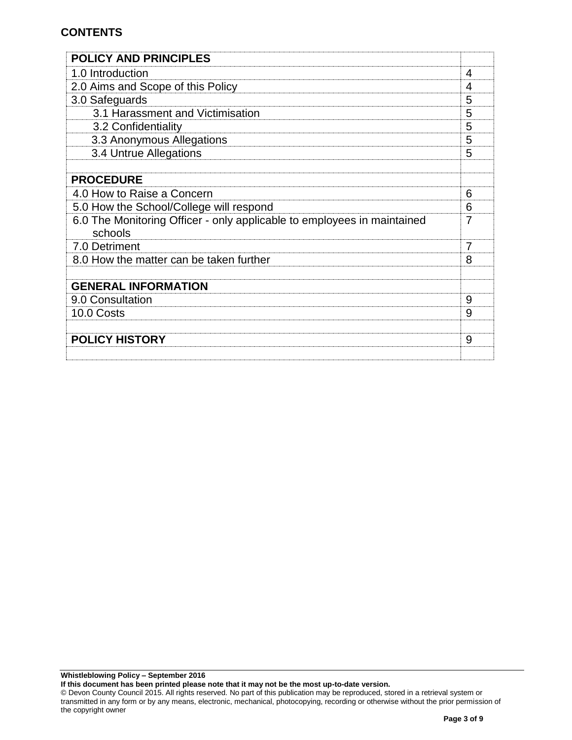## CONTENTS

| POLICY AND PRINCIPLES | |
|---|---|
| 1.0 Introduction | 4 |
| 2.0 Aims and Scope of this Policy | 4 |
| 3.0 Safeguards | 5 |
| 3.1 Harassment and Victimisation | 5 |
| 3.2 Confidentiality | 5 |
| 3.3 Anonymous Allegations | 5 |
| 3.4 Untrue Allegations | 5 |
| | |
| **PROCEDURE** | |
| 4.0 How to Raise a Concern | 6 |
| 5.0 How the School/College will respond | 6 |
| 6.0 The Monitoring Officer - only applicable to employees in maintained schools | 7 |
| 7.0 Detriment | 7 |
| 8.0 How the matter can be taken further | 8 |
| | |
| **GENERAL INFORMATION** | |
| 9.0 Consultation | 9 |
| 10.0 Costs | 9 |
| | |
| **POLICY HISTORY** | 9 |
| | |

**Whistleblowing Policy – September 2016**
**If this document has been printed please note that it may not be the most up-to-date version.**
© Devon County Council 2015. All rights reserved. No part of this publication may be reproduced, stored in a retrieval system or transmitted in any form or by any means, electronic, mechanical, photocopying, recording or otherwise without the prior permission of the copyright owner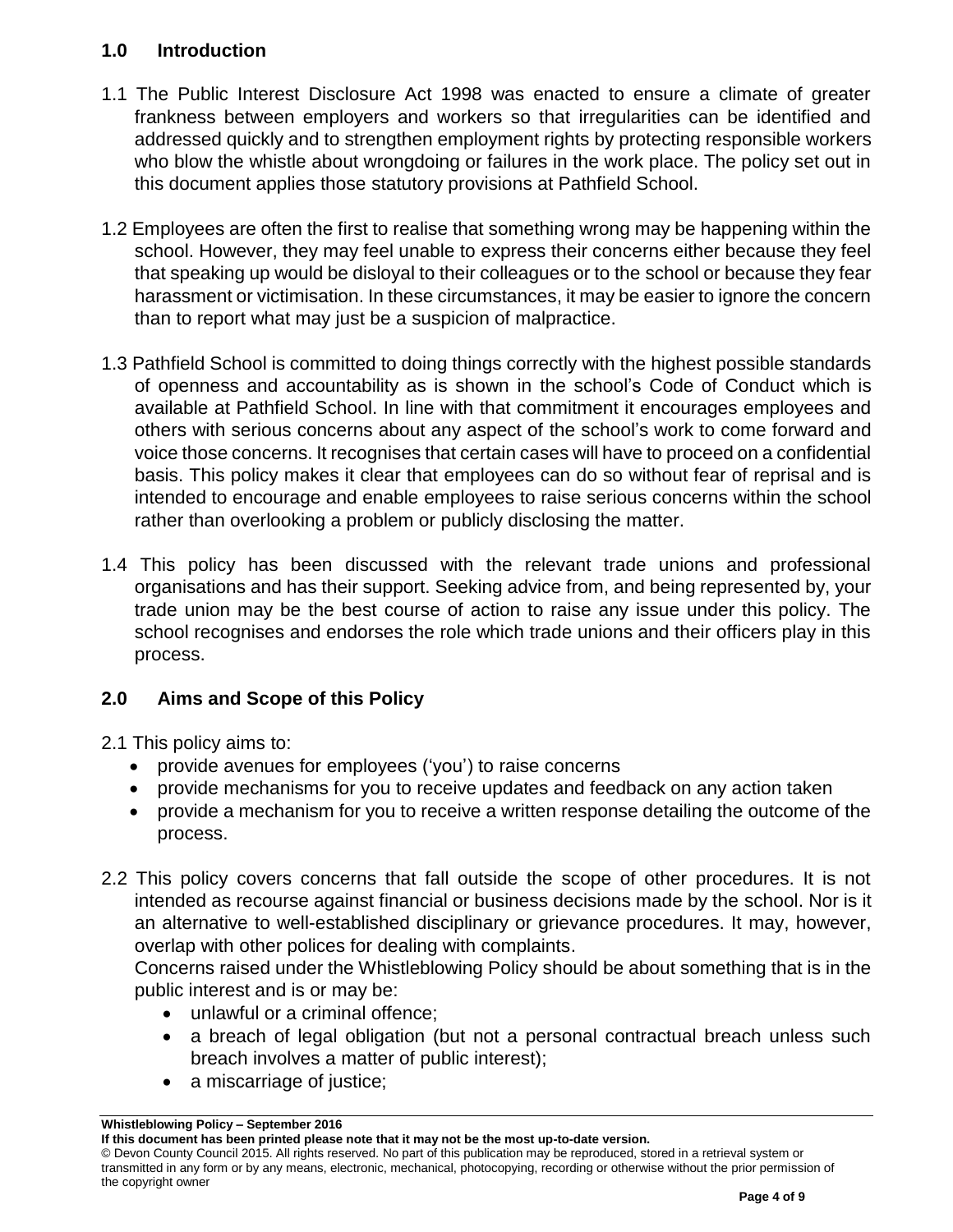## 1.0 Introduction

1.1 The Public Interest Disclosure Act 1998 was enacted to ensure a climate of greater frankness between employers and workers so that irregularities can be identified and addressed quickly and to strengthen employment rights by protecting responsible workers who blow the whistle about wrongdoing or failures in the work place. The policy set out in this document applies those statutory provisions at Pathfield School.

1.2 Employees are often the first to realise that something wrong may be happening within the school. However, they may feel unable to express their concerns either because they feel that speaking up would be disloyal to their colleagues or to the school or because they fear harassment or victimisation. In these circumstances, it may be easier to ignore the concern than to report what may just be a suspicion of malpractice.

1.3 Pathfield School is committed to doing things correctly with the highest possible standards of openness and accountability as is shown in the school's Code of Conduct which is available at Pathfield School. In line with that commitment it encourages employees and others with serious concerns about any aspect of the school's work to come forward and voice those concerns. It recognises that certain cases will have to proceed on a confidential basis. This policy makes it clear that employees can do so without fear of reprisal and is intended to encourage and enable employees to raise serious concerns within the school rather than overlooking a problem or publicly disclosing the matter.

1.4 This policy has been discussed with the relevant trade unions and professional organisations and has their support. Seeking advice from, and being represented by, your trade union may be the best course of action to raise any issue under this policy. The school recognises and endorses the role which trade unions and their officers play in this process.

## 2.0 Aims and Scope of this Policy

2.1 This policy aims to:

- provide avenues for employees ('you') to raise concerns
- provide mechanisms for you to receive updates and feedback on any action taken
- provide a mechanism for you to receive a written response detailing the outcome of the process.

2.2 This policy covers concerns that fall outside the scope of other procedures. It is not intended as recourse against financial or business decisions made by the school. Nor is it an alternative to well-established disciplinary or grievance procedures. It may, however, overlap with other polices for dealing with complaints.

Concerns raised under the Whistleblowing Policy should be about something that is in the public interest and is or may be:

- unlawful or a criminal offence;
- a breach of legal obligation (but not a personal contractual breach unless such breach involves a matter of public interest);
- a miscarriage of justice;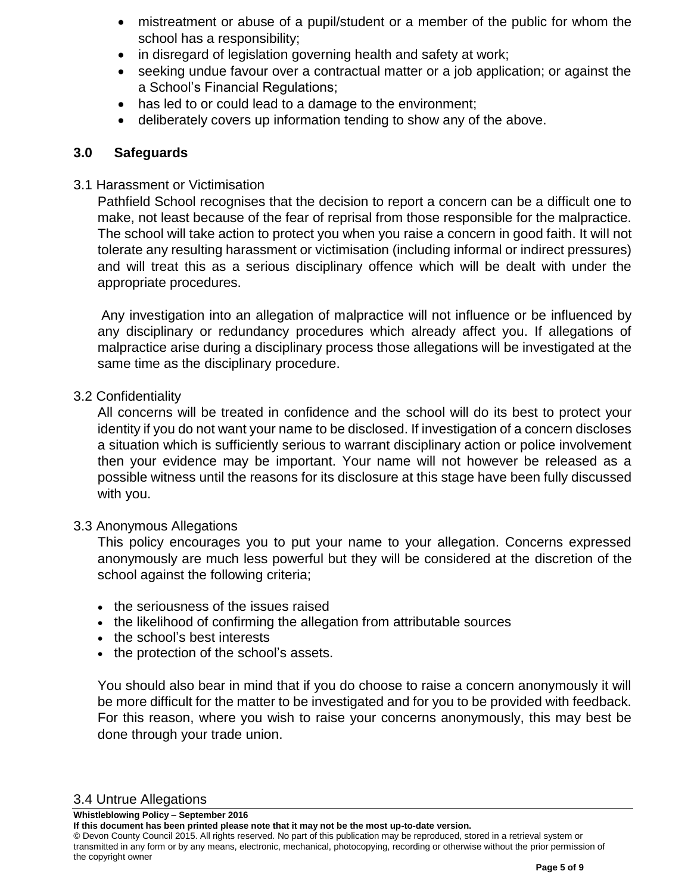- mistreatment or abuse of a pupil/student or a member of the public for whom the school has a responsibility;
- in disregard of legislation governing health and safety at work;
- seeking undue favour over a contractual matter or a job application; or against the a School's Financial Regulations;
- has led to or could lead to a damage to the environment;
- deliberately covers up information tending to show any of the above.

## 3.0 Safeguards

### 3.1 Harassment or Victimisation

Pathfield School recognises that the decision to report a concern can be a difficult one to make, not least because of the fear of reprisal from those responsible for the malpractice. The school will take action to protect you when you raise a concern in good faith. It will not tolerate any resulting harassment or victimisation (including informal or indirect pressures) and will treat this as a serious disciplinary offence which will be dealt with under the appropriate procedures.

Any investigation into an allegation of malpractice will not influence or be influenced by any disciplinary or redundancy procedures which already affect you. If allegations of malpractice arise during a disciplinary process those allegations will be investigated at the same time as the disciplinary procedure.

### 3.2 Confidentiality

All concerns will be treated in confidence and the school will do its best to protect your identity if you do not want your name to be disclosed. If investigation of a concern discloses a situation which is sufficiently serious to warrant disciplinary action or police involvement then your evidence may be important. Your name will not however be released as a possible witness until the reasons for its disclosure at this stage have been fully discussed with you.

### 3.3 Anonymous Allegations

This policy encourages you to put your name to your allegation. Concerns expressed anonymously are much less powerful but they will be considered at the discretion of the school against the following criteria;

- the seriousness of the issues raised
- the likelihood of confirming the allegation from attributable sources
- the school's best interests
- the protection of the school's assets.

You should also bear in mind that if you do choose to raise a concern anonymously it will be more difficult for the matter to be investigated and for you to be provided with feedback. For this reason, where you wish to raise your concerns anonymously, this may best be done through your trade union.

### 3.4 Untrue Allegations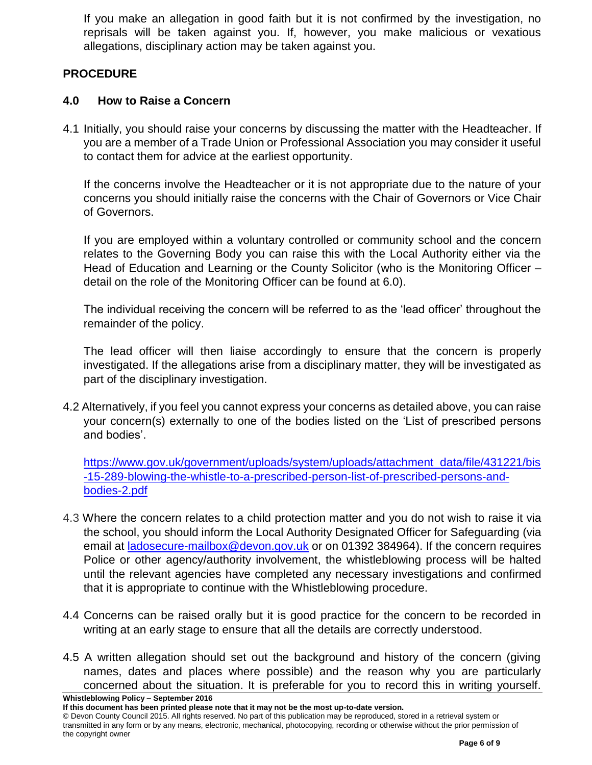If you make an allegation in good faith but it is not confirmed by the investigation, no reprisals will be taken against you. If, however, you make malicious or vexatious allegations, disciplinary action may be taken against you.

## PROCEDURE

### 4.0 How to Raise a Concern

4.1 Initially, you should raise your concerns by discussing the matter with the Headteacher. If you are a member of a Trade Union or Professional Association you may consider it useful to contact them for advice at the earliest opportunity.

If the concerns involve the Headteacher or it is not appropriate due to the nature of your concerns you should initially raise the concerns with the Chair of Governors or Vice Chair of Governors.

If you are employed within a voluntary controlled or community school and the concern relates to the Governing Body you can raise this with the Local Authority either via the Head of Education and Learning or the County Solicitor (who is the Monitoring Officer – detail on the role of the Monitoring Officer can be found at 6.0).

The individual receiving the concern will be referred to as the 'lead officer' throughout the remainder of the policy.

The lead officer will then liaise accordingly to ensure that the concern is properly investigated. If the allegations arise from a disciplinary matter, they will be investigated as part of the disciplinary investigation.

4.2 Alternatively, if you feel you cannot express your concerns as detailed above, you can raise your concern(s) externally to one of the bodies listed on the 'List of prescribed persons and bodies'.

[https://www.gov.uk/government/uploads/system/uploads/attachment_data/file/431221/bis-15-289-blowing-the-whistle-to-a-prescribed-person-list-of-prescribed-persons-and-bodies-2.pdf](https://www.gov.uk/government/uploads/system/uploads/attachment_data/file/431221/bis-15-289-blowing-the-whistle-to-a-prescribed-person-list-of-prescribed-persons-and-bodies-2.pdf)

4.3 Where the concern relates to a child protection matter and you do not wish to raise it via the school, you should inform the Local Authority Designated Officer for Safeguarding (via email at [ladosecure-mailbox@devon.gov.uk](mailto:ladosecure-mailbox@devon.gov.uk) or on 01392 384964). If the concern requires Police or other agency/authority involvement, the whistleblowing process will be halted until the relevant agencies have completed any necessary investigations and confirmed that it is appropriate to continue with the Whistleblowing procedure.

4.4 Concerns can be raised orally but it is good practice for the concern to be recorded in writing at an early stage to ensure that all the details are correctly understood.

4.5 A written allegation should set out the background and history of the concern (giving names, dates and places where possible) and the reason why you are particularly concerned about the situation. It is preferable for you to record this in writing yourself.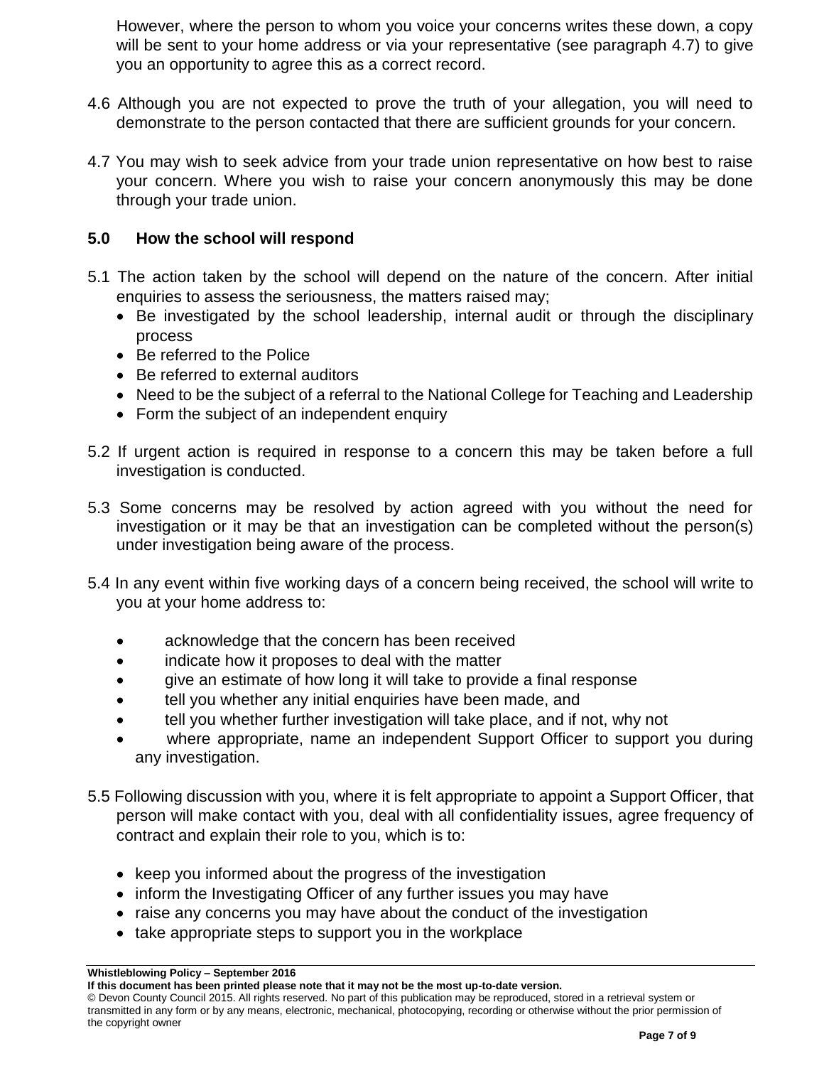However, where the person to whom you voice your concerns writes these down, a copy will be sent to your home address or via your representative (see paragraph 4.7) to give you an opportunity to agree this as a correct record.

4.6 Although you are not expected to prove the truth of your allegation, you will need to demonstrate to the person contacted that there are sufficient grounds for your concern.

4.7 You may wish to seek advice from your trade union representative on how best to raise your concern. Where you wish to raise your concern anonymously this may be done through your trade union.

## 5.0 How the school will respond

5.1 The action taken by the school will depend on the nature of the concern. After initial enquiries to assess the seriousness, the matters raised may;

- Be investigated by the school leadership, internal audit or through the disciplinary process
- Be referred to the Police
- Be referred to external auditors
- Need to be the subject of a referral to the National College for Teaching and Leadership
- Form the subject of an independent enquiry

5.2 If urgent action is required in response to a concern this may be taken before a full investigation is conducted.

5.3 Some concerns may be resolved by action agreed with you without the need for investigation or it may be that an investigation can be completed without the person(s) under investigation being aware of the process.

5.4 In any event within five working days of a concern being received, the school will write to you at your home address to:

- acknowledge that the concern has been received
- indicate how it proposes to deal with the matter
- give an estimate of how long it will take to provide a final response
- tell you whether any initial enquiries have been made, and
- tell you whether further investigation will take place, and if not, why not
- where appropriate, name an independent Support Officer to support you during any investigation.

5.5 Following discussion with you, where it is felt appropriate to appoint a Support Officer, that person will make contact with you, deal with all confidentiality issues, agree frequency of contract and explain their role to you, which is to:

- keep you informed about the progress of the investigation
- inform the Investigating Officer of any further issues you may have
- raise any concerns you may have about the conduct of the investigation
- take appropriate steps to support you in the workplace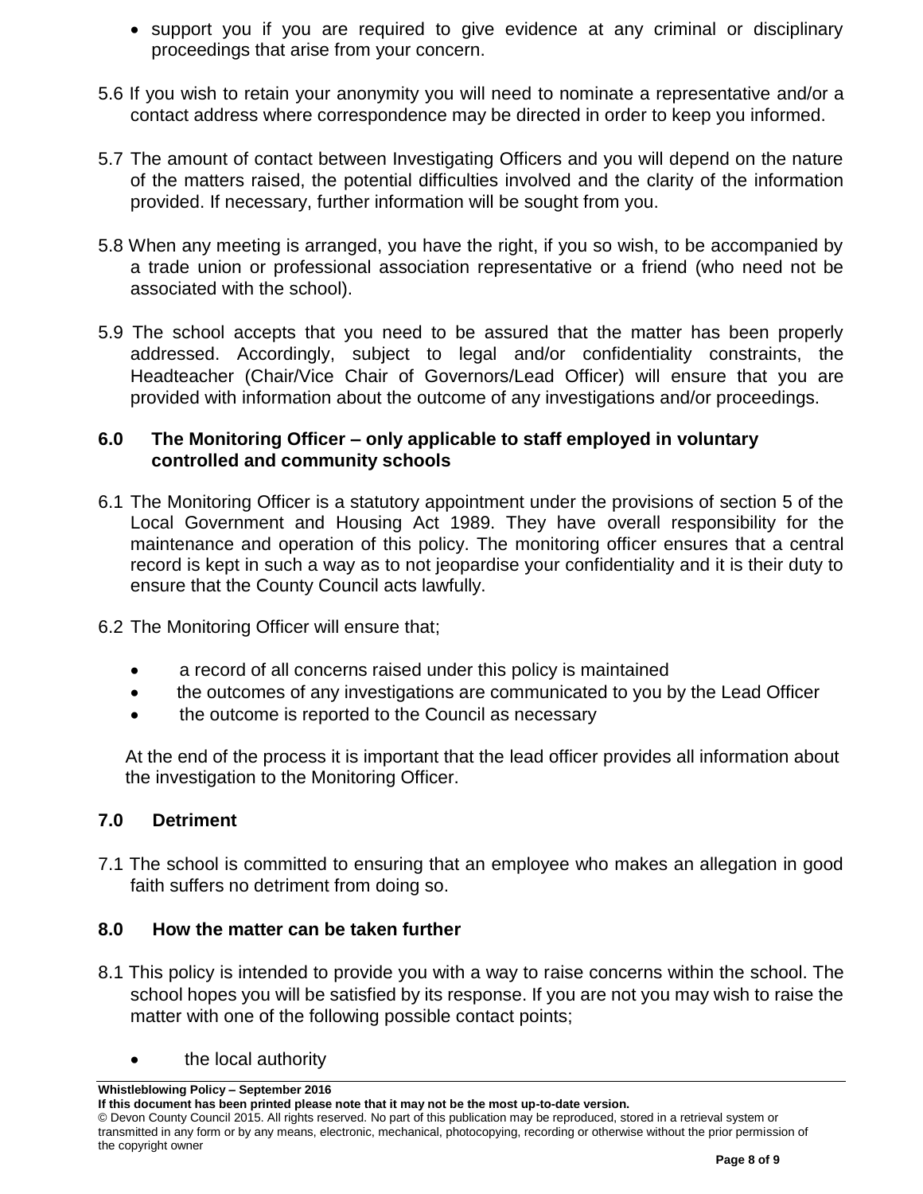- support you if you are required to give evidence at any criminal or disciplinary proceedings that arise from your concern.

5.6 If you wish to retain your anonymity you will need to nominate a representative and/or a contact address where correspondence may be directed in order to keep you informed.

5.7 The amount of contact between Investigating Officers and you will depend on the nature of the matters raised, the potential difficulties involved and the clarity of the information provided. If necessary, further information will be sought from you.

5.8 When any meeting is arranged, you have the right, if you so wish, to be accompanied by a trade union or professional association representative or a friend (who need not be associated with the school).

5.9 The school accepts that you need to be assured that the matter has been properly addressed. Accordingly, subject to legal and/or confidentiality constraints, the Headteacher (Chair/Vice Chair of Governors/Lead Officer) will ensure that you are provided with information about the outcome of any investigations and/or proceedings.

## 6.0 The Monitoring Officer – only applicable to staff employed in voluntary controlled and community schools

6.1 The Monitoring Officer is a statutory appointment under the provisions of section 5 of the Local Government and Housing Act 1989. They have overall responsibility for the maintenance and operation of this policy. The monitoring officer ensures that a central record is kept in such a way as to not jeopardise your confidentiality and it is their duty to ensure that the County Council acts lawfully.

6.2 The Monitoring Officer will ensure that;

- a record of all concerns raised under this policy is maintained
- the outcomes of any investigations are communicated to you by the Lead Officer
- the outcome is reported to the Council as necessary

At the end of the process it is important that the lead officer provides all information about the investigation to the Monitoring Officer.

## 7.0 Detriment

7.1 The school is committed to ensuring that an employee who makes an allegation in good faith suffers no detriment from doing so.

## 8.0 How the matter can be taken further

8.1 This policy is intended to provide you with a way to raise concerns within the school. The school hopes you will be satisfied by its response. If you are not you may wish to raise the matter with one of the following possible contact points;

- the local authority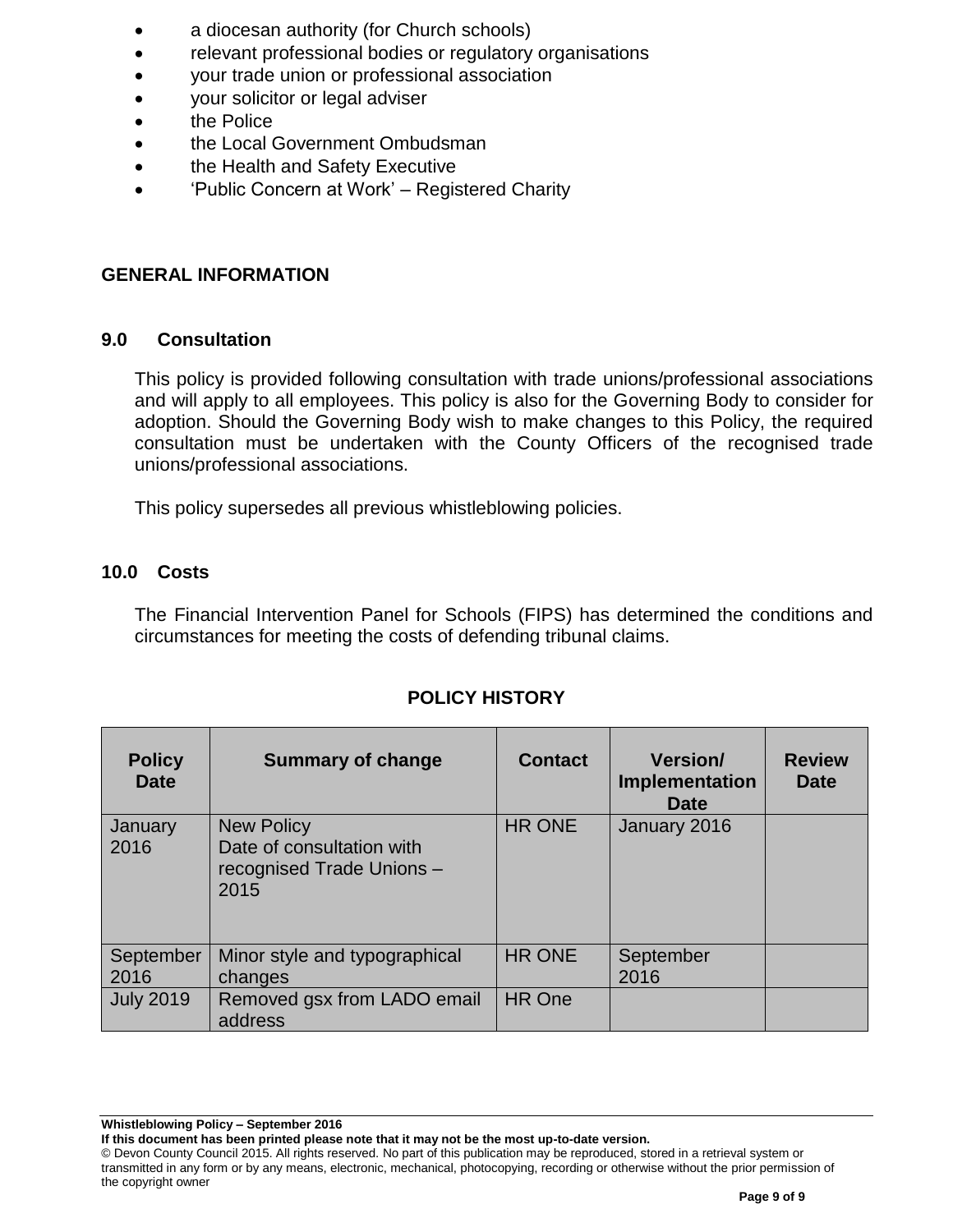- a diocesan authority (for Church schools)
- relevant professional bodies or regulatory organisations
- your trade union or professional association
- your solicitor or legal adviser
- the Police
- the Local Government Ombudsman
- the Health and Safety Executive
- 'Public Concern at Work' – Registered Charity

## GENERAL INFORMATION

### 9.0 Consultation

This policy is provided following consultation with trade unions/professional associations and will apply to all employees. This policy is also for the Governing Body to consider for adoption. Should the Governing Body wish to make changes to this Policy, the required consultation must be undertaken with the County Officers of the recognised trade unions/professional associations.

This policy supersedes all previous whistleblowing policies.

### 10.0 Costs

The Financial Intervention Panel for Schools (FIPS) has determined the conditions and circumstances for meeting the costs of defending tribunal claims.

**POLICY HISTORY**

| Policy Date | Summary of change | Contact | Version/ Implementation Date | Review Date |
|---|---|---|---|---|
| January 2016 | New Policy<br>Date of consultation with recognised Trade Unions – 2015 | HR ONE | January 2016 | |
| September 2016 | Minor style and typographical changes | HR ONE | September 2016 | |
| July 2019 | Removed gsx from LADO email address | HR One | | |